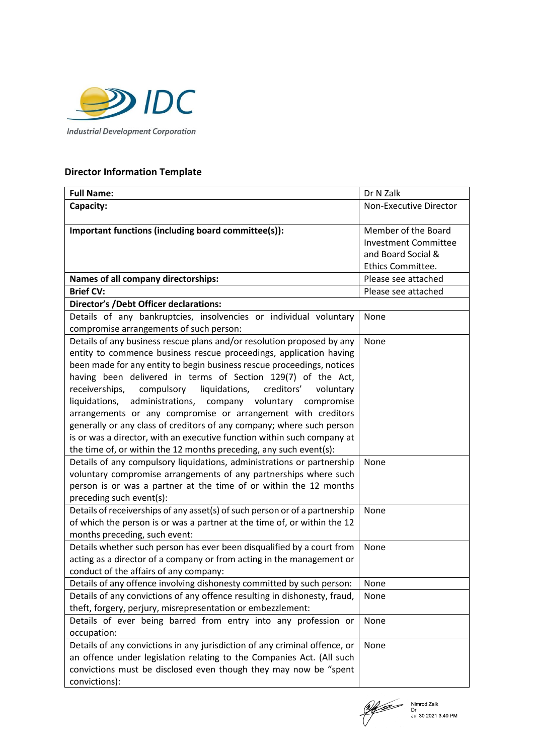Industrial Development Corporation

## Director Information Template

| **Full Name:** | Dr N Zalk |
|---|---|
| **Capacity:** | Non-Executive Director |
| **Important functions (including board committee(s)):** | Member of the Board Investment Committee and Board Social & Ethics Committee. |
| **Names of all company directorships:** | Please see attached |
| **Brief CV:** | Please see attached |
| **Director's /Debt Officer declarations:** | |
| Details of any bankruptcies, insolvencies or individual voluntary compromise arrangements of such person: | None |
| Details of any business rescue plans and/or resolution proposed by any entity to commence business rescue proceedings, application having been made for any entity to begin business rescue proceedings, notices having been delivered in terms of Section 129(7) of the Act, receiverships, compulsory liquidations, creditors' voluntary liquidations, administrations, company voluntary compromise arrangements or any compromise or arrangement with creditors generally or any class of creditors of any company; where such person is or was a director, with an executive function within such company at the time of, or within the 12 months preceding, any such event(s): | None |
| Details of any compulsory liquidations, administrations or partnership voluntary compromise arrangements of any partnerships where such person is or was a partner at the time of or within the 12 months preceding such event(s): | None |
| Details of receiverships of any asset(s) of such person or of a partnership of which the person is or was a partner at the time of, or within the 12 months preceding, such event: | None |
| Details whether such person has ever been disqualified by a court from acting as a director of a company or from acting in the management or conduct of the affairs of any company: | None |
| Details of any offence involving dishonesty committed by such person: | None |
| Details of any convictions of any offence resulting in dishonesty, fraud, theft, forgery, perjury, misrepresentation or embezzlement: | None |
| Details of ever being barred from entry into any profession or occupation: | None |
| Details of any convictions in any jurisdiction of any criminal offence, or an offence under legislation relating to the Companies Act. (All such convictions must be disclosed even though they may now be "spent convictions): | None |

Nimrod Zalk
Dr
Jul 30 2021 3:40 PM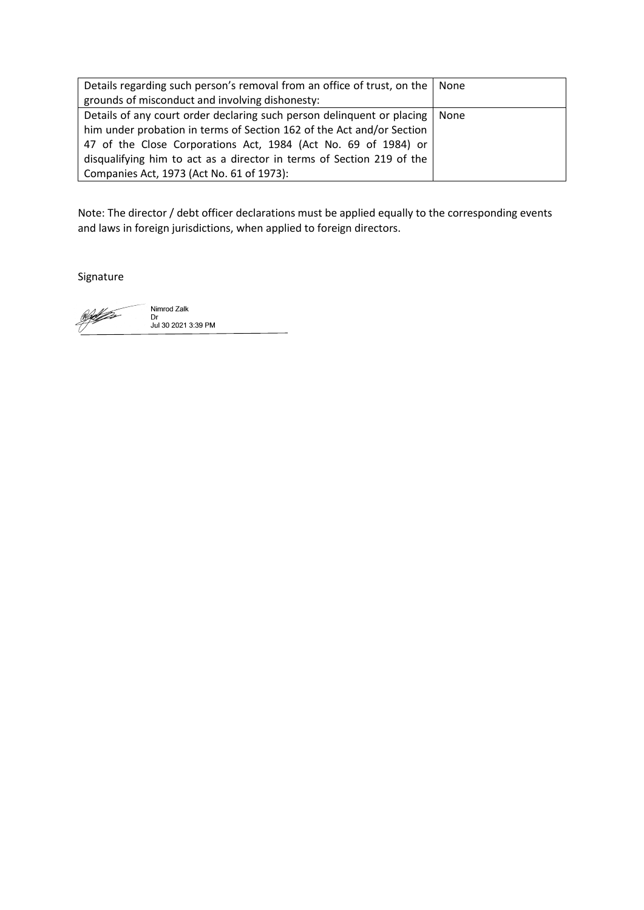| | |
|---|---|
| Details regarding such person's removal from an office of trust, on the grounds of misconduct and involving dishonesty: | None |
| Details of any court order declaring such person delinquent or placing him under probation in terms of Section 162 of the Act and/or Section 47 of the Close Corporations Act, 1984 (Act No. 69 of 1984) or disqualifying him to act as a director in terms of Section 219 of the Companies Act, 1973 (Act No. 61 of 1973): | None |

Note: The director / debt officer declarations must be applied equally to the corresponding events and laws in foreign jurisdictions, when applied to foreign directors.

Signature

Nimrod Zalk
Dr
Jul 30 2021 3:39 PM